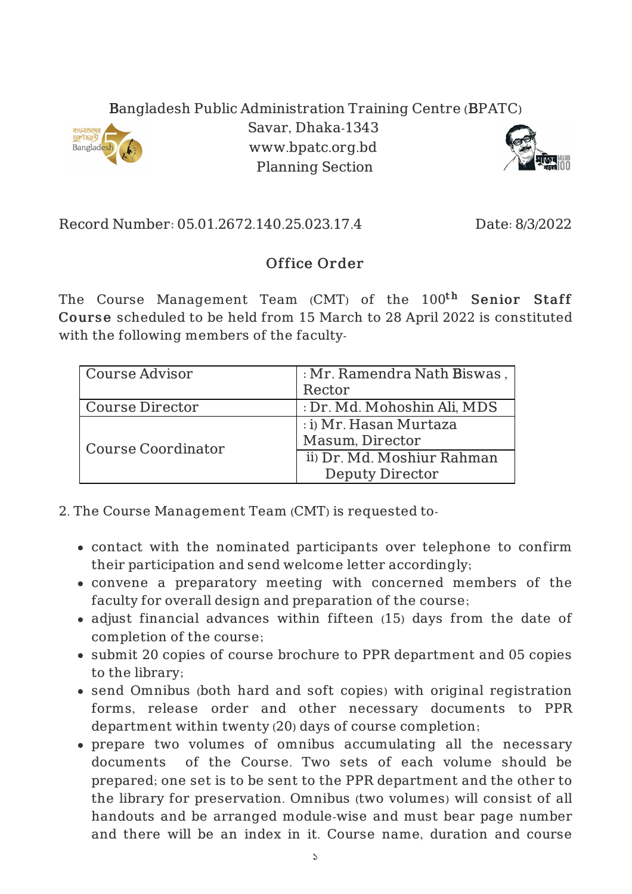Bangladesh Public Administration Training Centre (BPATC)
Savar, Dhaka-1343
www.bpatc.org.bd
Planning Section

Record Number: 05.01.2672.140.25.023.17.4 Date: 8/3/2022

## Office Order

The Course Management Team (CMT) of the 100th **Senior Staff Course** scheduled to be held from 15 March to 28 April 2022 is constituted with the following members of the faculty-

| | |
|---|---|
| Course Advisor | : Mr. Ramendra Nath Biswas , Rector |
| Course Director | : Dr. Md. Mohoshin Ali, MDS |
| Course Coordinator | : i) Mr. Hasan Murtaza Masum, Director |
| | ii) Dr. Md. Moshiur Rahman Deputy Director |

2. The Course Management Team (CMT) is requested to-

- contact with the nominated participants over telephone to confirm their participation and send welcome letter accordingly;
- convene a preparatory meeting with concerned members of the faculty for overall design and preparation of the course;
- adjust financial advances within fifteen (15) days from the date of completion of the course;
- submit 20 copies of course brochure to PPR department and 05 copies to the library;
- send Omnibus (both hard and soft copies) with original registration forms, release order and other necessary documents to PPR department within twenty (20) days of course completion;
- prepare two volumes of omnibus accumulating all the necessary documents of the Course. Two sets of each volume should be prepared; one set is to be sent to the PPR department and the other to the library for preservation. Omnibus (two volumes) will consist of all handouts and be arranged module-wise and must bear page number and there will be an index in it. Course name, duration and course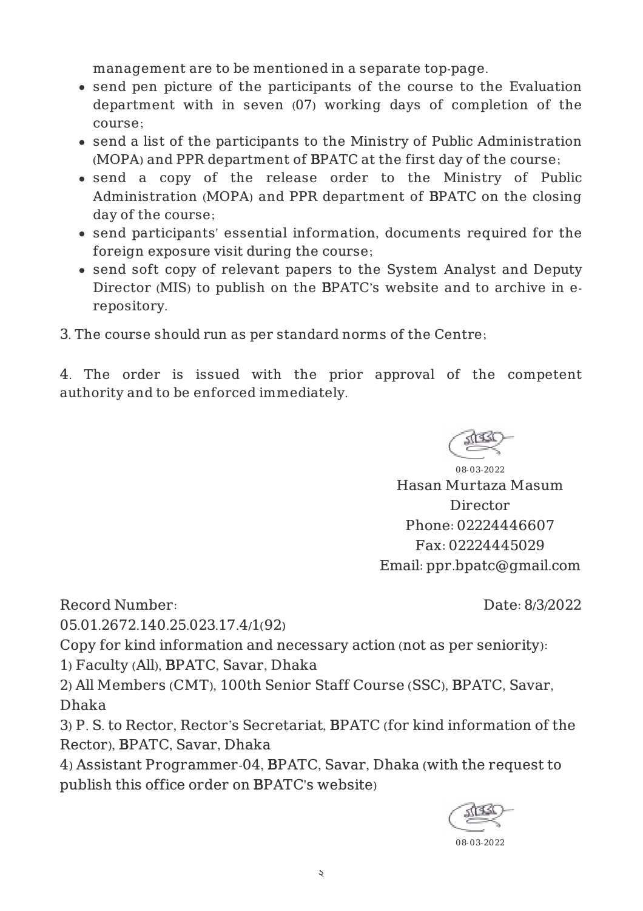management are to be mentioned in a separate top-page.

- send pen picture of the participants of the course to the Evaluation department with in seven (07) working days of completion of the course;
- send a list of the participants to the Ministry of Public Administration (MOPA) and PPR department of BPATC at the first day of the course;
- send a copy of the release order to the Ministry of Public Administration (MOPA) and PPR department of BPATC on the closing day of the course;
- send participants' essential information, documents required for the foreign exposure visit during the course;
- send soft copy of relevant papers to the System Analyst and Deputy Director (MIS) to publish on the BPATC's website and to archive in e-repository.

3. The course should run as per standard norms of the Centre;

4. The order is issued with the prior approval of the competent authority and to be enforced immediately.

08-03-2022
Hasan Murtaza Masum
Director
Phone: 02224446607
Fax: 02224445029
Email: ppr.bpatc@gmail.com

Record Number: 05.01.2672.140.25.023.17.4/1(92)

Date: 8/3/2022

Copy for kind information and necessary action (not as per seniority):

1) Faculty (All), BPATC, Savar, Dhaka
2) All Members (CMT), 100th Senior Staff Course (SSC), BPATC, Savar, Dhaka
3) P. S. to Rector, Rector's Secretariat, BPATC (for kind information of the Rector), BPATC, Savar, Dhaka
4) Assistant Programmer-04, BPATC, Savar, Dhaka (with the request to publish this office order on BPATC's website)

08-03-2022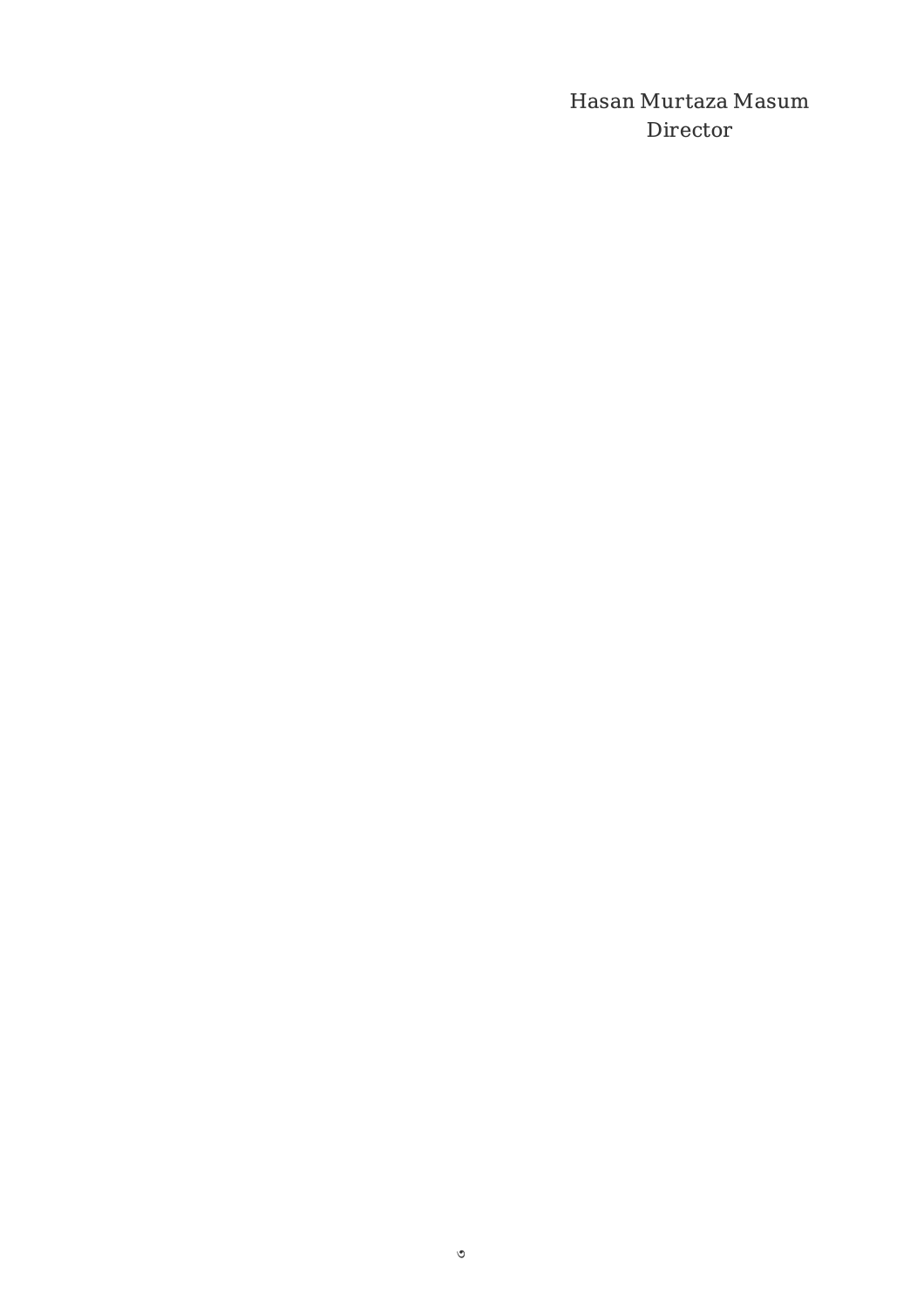Hasan Murtaza Masum
Director